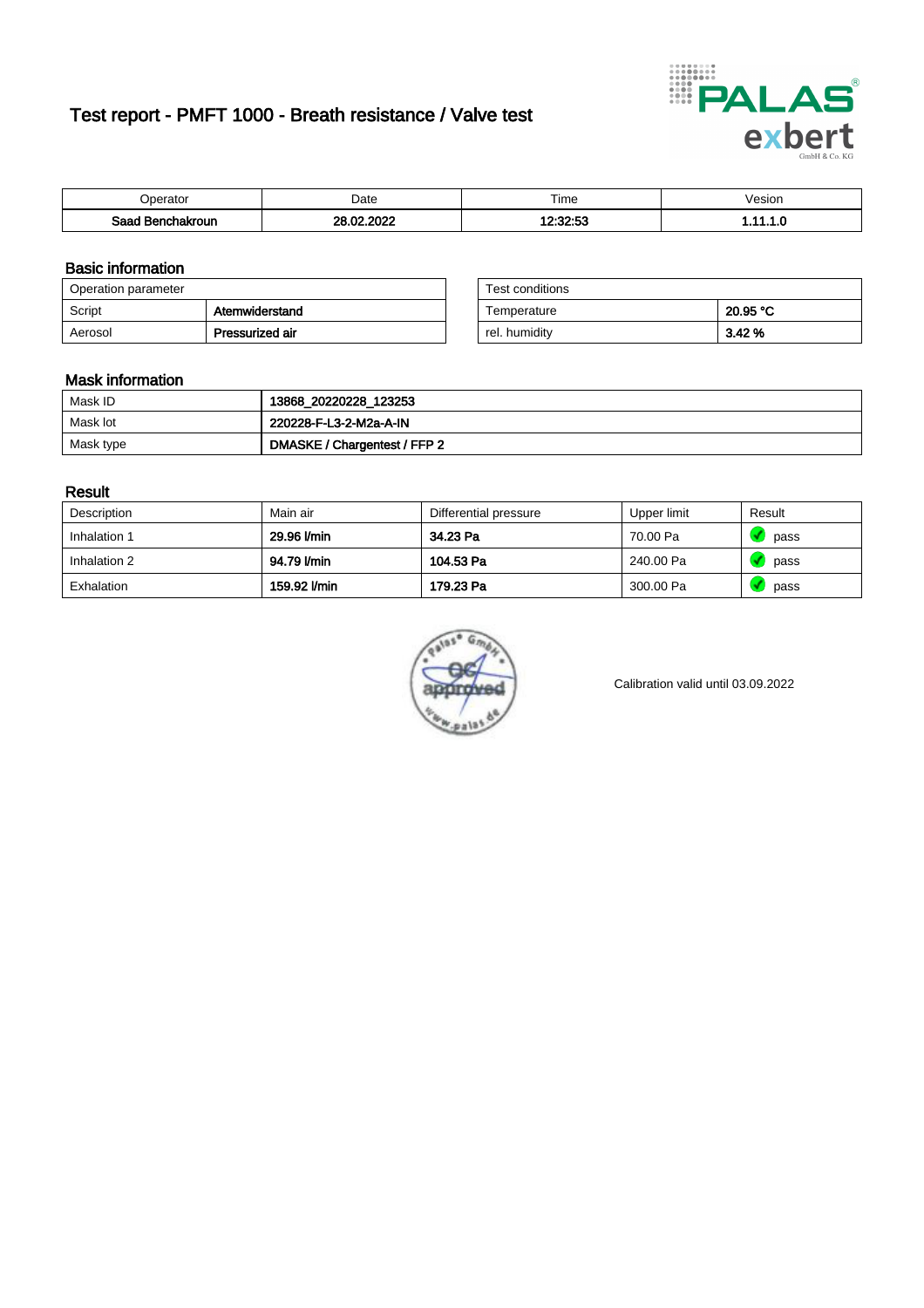# Test report - PMFT 1000 - Breath resistance / Valve test

| Operator | Date | Time | Vesion |
| --- | --- | --- | --- |
| Saad Benchakroun | 28.02.2022 | 12:32:53 | 1.11.1.0 |

## Basic information

| Operation parameter | |
| --- | --- |
| Script | Atemwiderstand |
| Aerosol | Pressurized air |

| Test conditions | |
| --- | --- |
| Temperature | 20.95 °C |
| rel. humidity | 3.42 % |

## Mask information

| | |
| --- | --- |
| Mask ID | 13868_20220228_123253 |
| Mask lot | 220228-F-L3-2-M2a-A-IN |
| Mask type | DMASKE / Chargentest / FFP 2 |

## Result

| Description | Main air | Differential pressure | Upper limit | Result |
| --- | --- | --- | --- | --- |
| Inhalation 1 | 29.96 l/min | 34.23 Pa | 70.00 Pa | pass |
| Inhalation 2 | 94.79 l/min | 104.53 Pa | 240.00 Pa | pass |
| Exhalation | 159.92 l/min | 179.23 Pa | 300.00 Pa | pass |

Calibration valid until 03.09.2022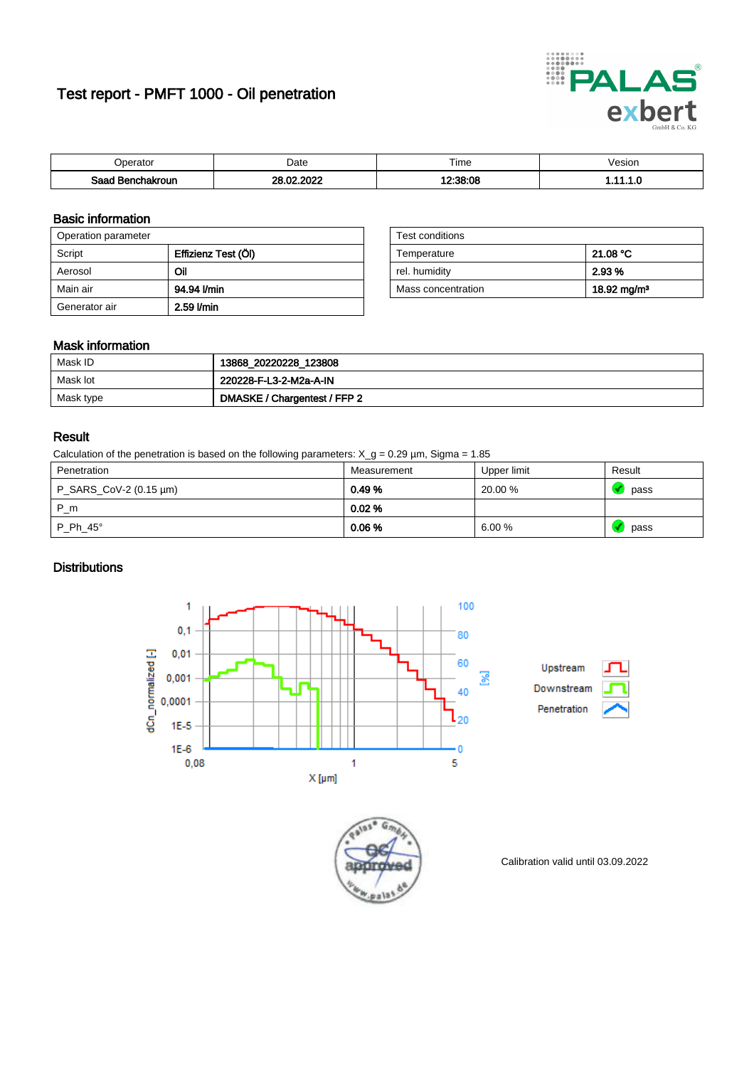# Test report - PMFT 1000 - Oil penetration

PALAS exbert GmbH & Co. KG

| Operator | Date | Time | Vesion |
|---|---|---|---|
| **Saad Benchakroun** | **28.02.2022** | **12:38:08** | **1.11.1.0** |

## Basic information

| Operation parameter | |
|---|---|
| Script | **Effizienz Test (Öl)** |
| Aerosol | **Oil** |
| Main air | **94.94 l/min** |
| Generator air | **2.59 l/min** |

| Test conditions | |
|---|---|
| Temperature | **21.08 °C** |
| rel. humidity | **2.93 %** |
| Mass concentration | **18.92 mg/m³** |

## Mask information

| | |
|---|---|
| Mask ID | **13868_20220228_123808** |
| Mask lot | **220228-F-L3-2-M2a-A-IN** |
| Mask type | **DMASKE / Chargentest / FFP 2** |

## Result

Calculation of the penetration is based on the following parameters: X_g = 0.29 µm, Sigma = 1.85

| Penetration | Measurement | Upper limit | Result |
|---|---|---|---|
| P_SARS_CoV-2 (0.15 µm) | **0.49 %** | 20.00 % | pass |
| P_m | **0.02 %** | | |
| P_Ph_45° | **0.06 %** | 6.00 % | pass |

## Distributions

dCn_normalized [-]
1
0,1
0,01
0,001
0,0001
1E-5
1E-6
0,08
1
5
X [µm]
[%]
100
80
60
40
20
0
Upstream
Downstream
Penetration

QC approved
Palas® GmbH
www.palas.de

Calibration valid until 03.09.2022